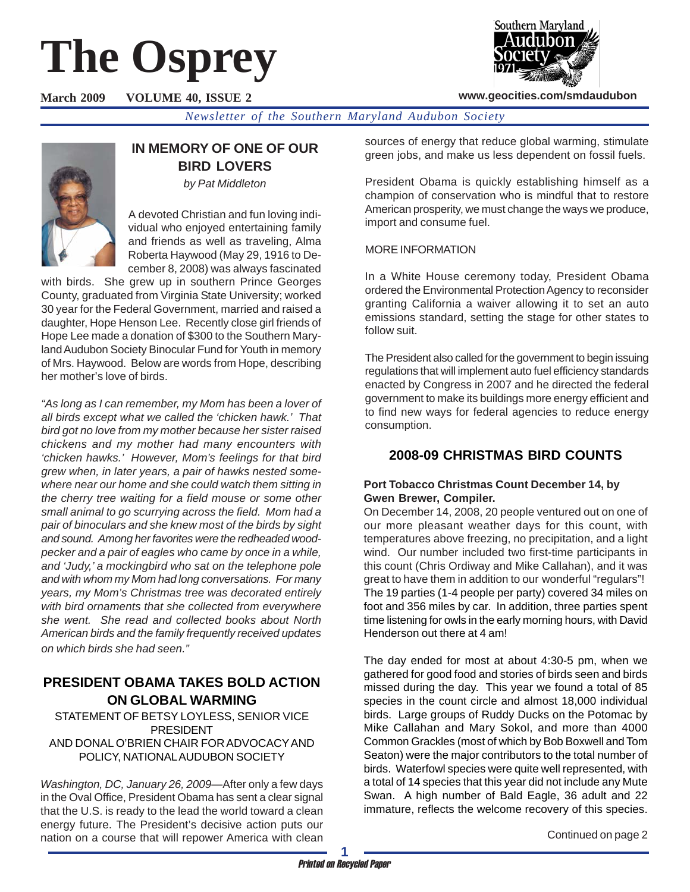# The Osprey

March 2009 VOLUME 40, ISSUE 2

www.geocities.com/smdaudubon

*Newsletter of the Southern Maryland Audubon Society*

## IN MEMORY OF ONE OF OUR BIRD LOVERS

*by Pat Middleton*

A devoted Christian and fun loving individual who enjoyed entertaining family and friends as well as traveling, Alma Roberta Haywood (May 29, 1916 to December 8, 2008) was always fascinated with birds. She grew up in southern Prince Georges County, graduated from Virginia State University; worked 30 year for the Federal Government, married and raised a daughter, Hope Henson Lee. Recently close girl friends of Hope Lee made a donation of $300 to the Southern Maryland Audubon Society Binocular Fund for Youth in memory of Mrs. Haywood. Below are words from Hope, describing her mother's love of birds.

*"As long as I can remember, my Mom has been a lover of all birds except what we called the 'chicken hawk.' That bird got no love from my mother because her sister raised chickens and my mother had many encounters with 'chicken hawks.' However, Mom's feelings for that bird grew when, in later years, a pair of hawks nested somewhere near our home and she could watch them sitting in the cherry tree waiting for a field mouse or some other small animal to go scurrying across the field. Mom had a pair of binoculars and she knew most of the birds by sight and sound. Among her favorites were the redheaded woodpecker and a pair of eagles who came by once in a while, and 'Judy,' a mockingbird who sat on the telephone pole and with whom my Mom had long conversations. For many years, my Mom's Christmas tree was decorated entirely with bird ornaments that she collected from everywhere she went. She read and collected books about North American birds and the family frequently received updates on which birds she had seen."*

## PRESIDENT OBAMA TAKES BOLD ACTION ON GLOBAL WARMING

STATEMENT OF BETSY LOYLESS, SENIOR VICE PRESIDENT AND DONAL O'BRIEN CHAIR FOR ADVOCACY AND POLICY, NATIONAL AUDUBON SOCIETY

*Washington, DC, January 26, 2009*—After only a few days in the Oval Office, President Obama has sent a clear signal that the U.S. is ready to the lead the world toward a clean energy future. The President's decisive action puts our nation on a course that will repower America with clean sources of energy that reduce global warming, stimulate green jobs, and make us less dependent on fossil fuels.

President Obama is quickly establishing himself as a champion of conservation who is mindful that to restore American prosperity, we must change the ways we produce, import and consume fuel.

MORE INFORMATION

In a White House ceremony today, President Obama ordered the Environmental Protection Agency to reconsider granting California a waiver allowing it to set an auto emissions standard, setting the stage for other states to follow suit.

The President also called for the government to begin issuing regulations that will implement auto fuel efficiency standards enacted by Congress in 2007 and he directed the federal government to make its buildings more energy efficient and to find new ways for federal agencies to reduce energy consumption.

## 2008-09 CHRISTMAS BIRD COUNTS

**Port Tobacco Christmas Count December 14, by Gwen Brewer, Compiler.**

On December 14, 2008, 20 people ventured out on one of our more pleasant weather days for this count, with temperatures above freezing, no precipitation, and a light wind. Our number included two first-time participants in this count (Chris Ordiway and Mike Callahan), and it was great to have them in addition to our wonderful "regulars"! The 19 parties (1-4 people per party) covered 34 miles on foot and 356 miles by car. In addition, three parties spent time listening for owls in the early morning hours, with David Henderson out there at 4 am!

The day ended for most at about 4:30-5 pm, when we gathered for good food and stories of birds seen and birds missed during the day. This year we found a total of 85 species in the count circle and almost 18,000 individual birds. Large groups of Ruddy Ducks on the Potomac by Mike Callahan and Mary Sokol, and more than 4000 Common Grackles (most of which by Bob Boxwell and Tom Seaton) were the major contributors to the total number of birds. Waterfowl species were quite well represented, with a total of 14 species that this year did not include any Mute Swan. A high number of Bald Eagle, 36 adult and 22 immature, reflects the welcome recovery of this species.

Continued on page 2

*Printed on Recycled Paper*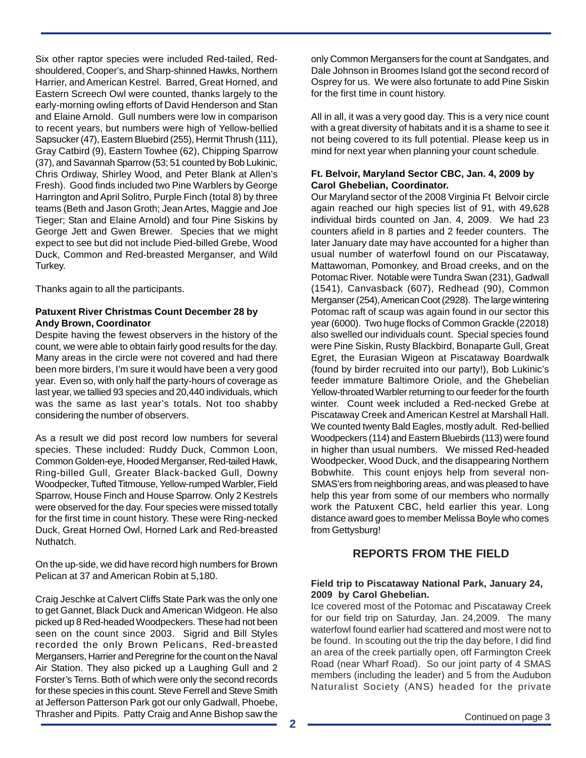Six other raptor species were included Red-tailed, Red-shouldered, Cooper's, and Sharp-shinned Hawks, Northern Harrier, and American Kestrel. Barred, Great Horned, and Eastern Screech Owl were counted, thanks largely to the early-morning owling efforts of David Henderson and Stan and Elaine Arnold. Gull numbers were low in comparison to recent years, but numbers were high of Yellow-bellied Sapsucker (47), Eastern Bluebird (255), Hermit Thrush (111), Gray Catbird (9), Eastern Towhee (62), Chipping Sparrow (37), and Savannah Sparrow (53; 51 counted by Bob Lukinic, Chris Ordiway, Shirley Wood, and Peter Blank at Allen's Fresh). Good finds included two Pine Warblers by George Harrington and April Solitro, Purple Finch (total 8) by three teams (Beth and Jason Groth; Jean Artes, Maggie and Joe Tieger; Stan and Elaine Arnold) and four Pine Siskins by George Jett and Gwen Brewer. Species that we might expect to see but did not include Pied-billed Grebe, Wood Duck, Common and Red-breasted Merganser, and Wild Turkey.

Thanks again to all the participants.

**Patuxent River Christmas Count December 28 by Andy Brown, Coordinator**

Despite having the fewest observers in the history of the count, we were able to obtain fairly good results for the day. Many areas in the circle were not covered and had there been more birders, I'm sure it would have been a very good year. Even so, with only half the party-hours of coverage as last year, we tallied 93 species and 20,440 individuals, which was the same as last year's totals. Not too shabby considering the number of observers.

As a result we did post record low numbers for several species. These included: Ruddy Duck, Common Loon, Common Golden-eye, Hooded Merganser, Red-tailed Hawk, Ring-billed Gull, Greater Black-backed Gull, Downy Woodpecker, Tufted Titmouse, Yellow-rumped Warbler, Field Sparrow, House Finch and House Sparrow. Only 2 Kestrels were observed for the day. Four species were missed totally for the first time in count history. These were Ring-necked Duck, Great Horned Owl, Horned Lark and Red-breasted Nuthatch.

On the up-side, we did have record high numbers for Brown Pelican at 37 and American Robin at 5,180.

Craig Jeschke at Calvert Cliffs State Park was the only one to get Gannet, Black Duck and American Widgeon. He also picked up 8 Red-headed Woodpeckers. These had not been seen on the count since 2003. Sigrid and Bill Styles recorded the only Brown Pelicans, Red-breasted Mergansers, Harrier and Peregrine for the count on the Naval Air Station. They also picked up a Laughing Gull and 2 Forster's Terns. Both of which were only the second records for these species in this count. Steve Ferrell and Steve Smith at Jefferson Patterson Park got our only Gadwall, Phoebe, Thrasher and Pipits. Patty Craig and Anne Bishop saw the only Common Mergansers for the count at Sandgates, and Dale Johnson in Broomes Island got the second record of Osprey for us. We were also fortunate to add Pine Siskin for the first time in count history.

All in all, it was a very good day. This is a very nice count with a great diversity of habitats and it is a shame to see it not being covered to its full potential. Please keep us in mind for next year when planning your count schedule.

**Ft. Belvoir, Maryland Sector CBC, Jan. 4, 2009 by Carol Ghebelian, Coordinator.**

Our Maryland sector of the 2008 Virginia Ft Belvoir circle again reached our high species list of 91, with 49,628 individual birds counted on Jan. 4, 2009. We had 23 counters afield in 8 parties and 2 feeder counters. The later January date may have accounted for a higher than usual number of waterfowl found on our Piscataway, Mattawoman, Pomonkey, and Broad creeks, and on the Potomac River. Notable were Tundra Swan (231), Gadwall (1541), Canvasback (607), Redhead (90), Common Merganser (254), American Coot (2928). The large wintering Potomac raft of scaup was again found in our sector this year (6000). Two huge flocks of Common Grackle (22018) also swelled our individuals count. Special species found were Pine Siskin, Rusty Blackbird, Bonaparte Gull, Great Egret, the Eurasian Wigeon at Piscataway Boardwalk (found by birder recruited into our party!), Bob Lukinic's feeder immature Baltimore Oriole, and the Ghebelian Yellow-throated Warbler returning to our feeder for the fourth winter. Count week included a Red-necked Grebe at Piscataway Creek and American Kestrel at Marshall Hall. We counted twenty Bald Eagles, mostly adult. Red-bellied Woodpeckers (114) and Eastern Bluebirds (113) were found in higher than usual numbers. We missed Red-headed Woodpecker, Wood Duck, and the disappearing Northern Bobwhite. This count enjoys help from several non-SMAS'ers from neighboring areas, and was pleased to have help this year from some of our members who normally work the Patuxent CBC, held earlier this year. Long distance award goes to member Melissa Boyle who comes from Gettysburg!

## REPORTS FROM THE FIELD

**Field trip to Piscataway National Park, January 24, 2009 by Carol Ghebelian.**

Ice covered most of the Potomac and Piscataway Creek for our field trip on Saturday, Jan. 24,2009. The many waterfowl found earlier had scattered and most were not to be found. In scouting out the trip the day before, I did find an area of the creek partially open, off Farmington Creek Road (near Wharf Road). So our joint party of 4 SMAS members (including the leader) and 5 from the Audubon Naturalist Society (ANS) headed for the private

Continued on page 3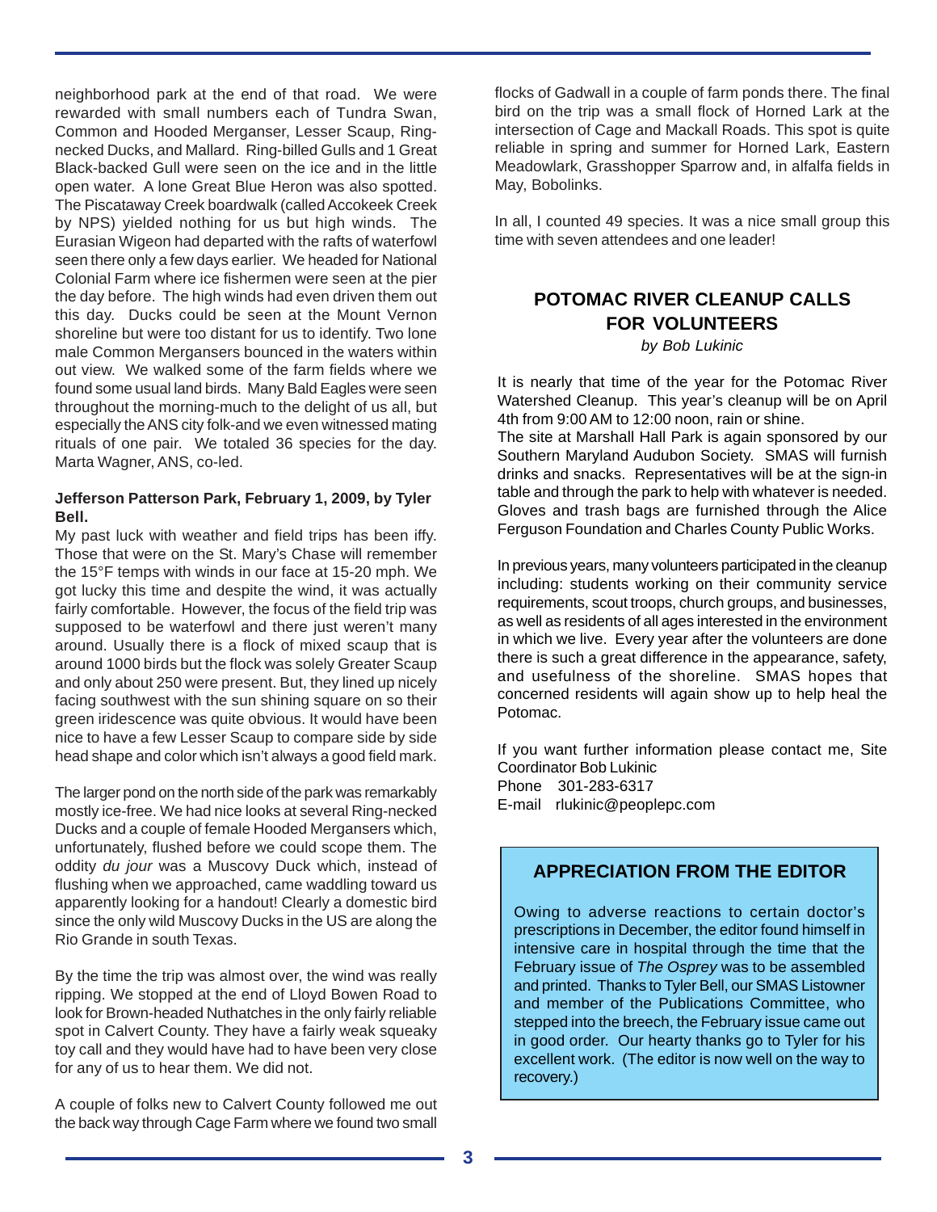neighborhood park at the end of that road. We were rewarded with small numbers each of Tundra Swan, Common and Hooded Merganser, Lesser Scaup, Ring-necked Ducks, and Mallard. Ring-billed Gulls and 1 Great Black-backed Gull were seen on the ice and in the little open water. A lone Great Blue Heron was also spotted. The Piscataway Creek boardwalk (called Accokeek Creek by NPS) yielded nothing for us but high winds. The Eurasian Wigeon had departed with the rafts of waterfowl seen there only a few days earlier. We headed for National Colonial Farm where ice fishermen were seen at the pier the day before. The high winds had even driven them out this day. Ducks could be seen at the Mount Vernon shoreline but were too distant for us to identify. Two lone male Common Mergansers bounced in the waters within out view. We walked some of the farm fields where we found some usual land birds. Many Bald Eagles were seen throughout the morning-much to the delight of us all, but especially the ANS city folk-and we even witnessed mating rituals of one pair. We totaled 36 species for the day. Marta Wagner, ANS, co-led.

**Jefferson Patterson Park, February 1, 2009, by Tyler Bell.**

My past luck with weather and field trips has been iffy. Those that were on the St. Mary's Chase will remember the 15°F temps with winds in our face at 15-20 mph. We got lucky this time and despite the wind, it was actually fairly comfortable. However, the focus of the field trip was supposed to be waterfowl and there just weren't many around. Usually there is a flock of mixed scaup that is around 1000 birds but the flock was solely Greater Scaup and only about 250 were present. But, they lined up nicely facing southwest with the sun shining square on so their green iridescence was quite obvious. It would have been nice to have a few Lesser Scaup to compare side by side head shape and color which isn't always a good field mark.

The larger pond on the north side of the park was remarkably mostly ice-free. We had nice looks at several Ring-necked Ducks and a couple of female Hooded Mergansers which, unfortunately, flushed before we could scope them. The oddity *du jour* was a Muscovy Duck which, instead of flushing when we approached, came waddling toward us apparently looking for a handout! Clearly a domestic bird since the only wild Muscovy Ducks in the US are along the Rio Grande in south Texas.

By the time the trip was almost over, the wind was really ripping. We stopped at the end of Lloyd Bowen Road to look for Brown-headed Nuthatches in the only fairly reliable spot in Calvert County. They have a fairly weak squeaky toy call and they would have had to have been very close for any of us to hear them. We did not.

A couple of folks new to Calvert County followed me out the back way through Cage Farm where we found two small flocks of Gadwall in a couple of farm ponds there. The final bird on the trip was a small flock of Horned Lark at the intersection of Cage and Mackall Roads. This spot is quite reliable in spring and summer for Horned Lark, Eastern Meadowlark, Grasshopper Sparrow and, in alfalfa fields in May, Bobolinks.

In all, I counted 49 species. It was a nice small group this time with seven attendees and one leader!

## POTOMAC RIVER CLEANUP CALLS FOR VOLUNTEERS

*by Bob Lukinic*

It is nearly that time of the year for the Potomac River Watershed Cleanup. This year's cleanup will be on April 4th from 9:00 AM to 12:00 noon, rain or shine.
The site at Marshall Hall Park is again sponsored by our Southern Maryland Audubon Society. SMAS will furnish drinks and snacks. Representatives will be at the sign-in table and through the park to help with whatever is needed. Gloves and trash bags are furnished through the Alice Ferguson Foundation and Charles County Public Works.

In previous years, many volunteers participated in the cleanup including: students working on their community service requirements, scout troops, church groups, and businesses, as well as residents of all ages interested in the environment in which we live. Every year after the volunteers are done there is such a great difference in the appearance, safety, and usefulness of the shoreline. SMAS hopes that concerned residents will again show up to help heal the Potomac.

If you want further information please contact me, Site Coordinator Bob Lukinic
Phone 301-283-6317
E-mail rlukinic@peoplepc.com

## APPRECIATION FROM THE EDITOR

Owing to adverse reactions to certain doctor's prescriptions in December, the editor found himself in intensive care in hospital through the time that the February issue of *The Osprey* was to be assembled and printed. Thanks to Tyler Bell, our SMAS Listowner and member of the Publications Committee, who stepped into the breech, the February issue came out in good order. Our hearty thanks go to Tyler for his excellent work. (The editor is now well on the way to recovery.)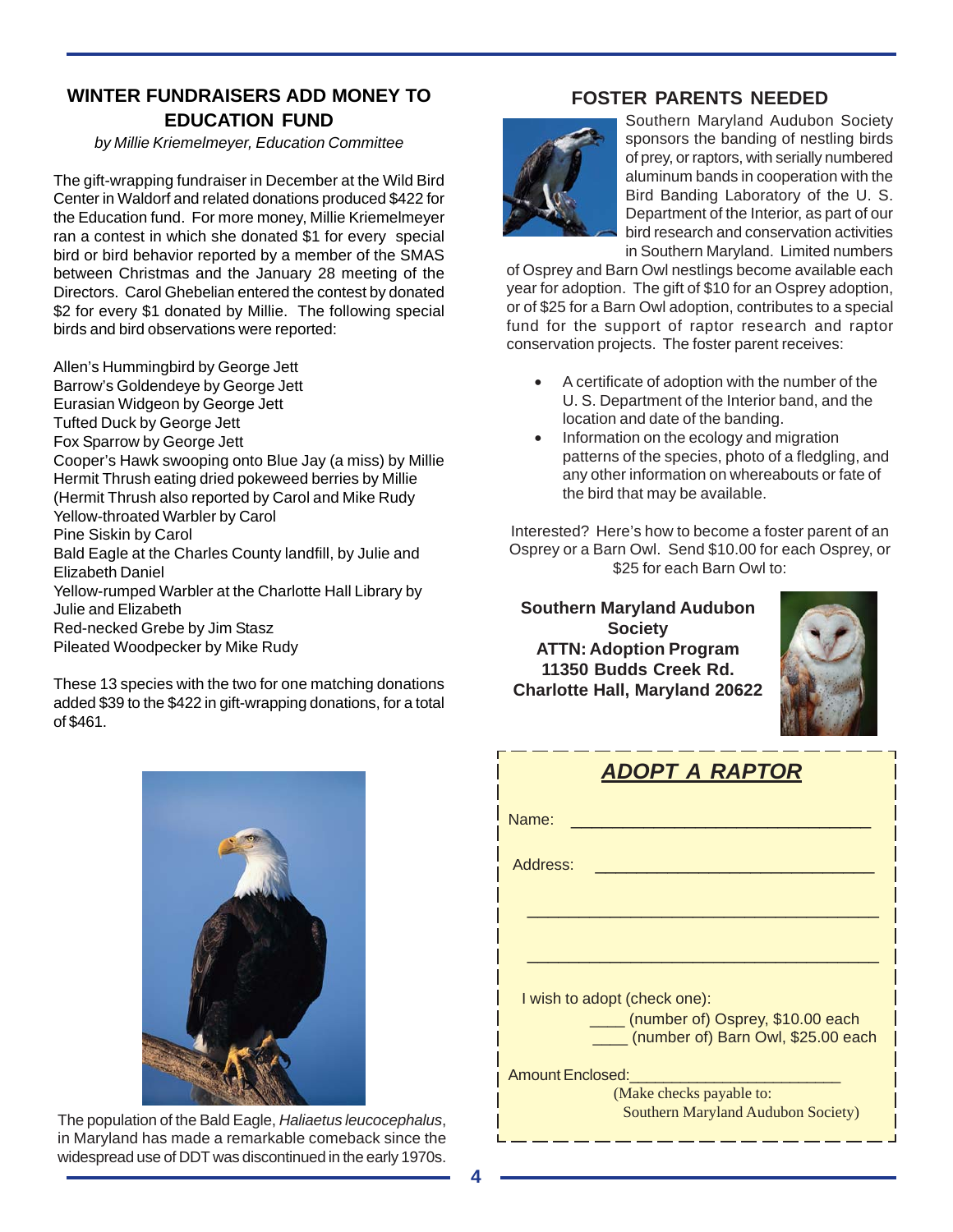## WINTER FUNDRAISERS ADD MONEY TO EDUCATION FUND

*by Millie Kriemelmeyer, Education Committee*

The gift-wrapping fundraiser in December at the Wild Bird Center in Waldorf and related donations produced $422 for the Education fund. For more money, Millie Kriemelmeyer ran a contest in which she donated $1 for every special bird or bird behavior reported by a member of the SMAS between Christmas and the January 28 meeting of the Directors. Carol Ghebelian entered the contest by donated $2 for every $1 donated by Millie. The following special birds and bird observations were reported:

Allen's Hummingbird by George Jett
Barrow's Goldendeye by George Jett
Eurasian Widgeon by George Jett
Tufted Duck by George Jett
Fox Sparrow by George Jett
Cooper's Hawk swooping onto Blue Jay (a miss) by Millie
Hermit Thrush eating dried pokeweed berries by Millie
(Hermit Thrush also reported by Carol and Mike Rudy
Yellow-throated Warbler by Carol
Pine Siskin by Carol
Bald Eagle at the Charles County landfill, by Julie and Elizabeth Daniel
Yellow-rumped Warbler at the Charlotte Hall Library by Julie and Elizabeth
Red-necked Grebe by Jim Stasz
Pileated Woodpecker by Mike Rudy

These 13 species with the two for one matching donations added $39 to the $422 in gift-wrapping donations, for a total of $461.

The population of the Bald Eagle, *Haliaetus leucocephalus*, in Maryland has made a remarkable comeback since the widespread use of DDT was discontinued in the early 1970s.

## FOSTER PARENTS NEEDED

Southern Maryland Audubon Society sponsors the banding of nestling birds of prey, or raptors, with serially numbered aluminum bands in cooperation with the Bird Banding Laboratory of the U. S. Department of the Interior, as part of our bird research and conservation activities in Southern Maryland. Limited numbers of Osprey and Barn Owl nestlings become available each year for adoption. The gift of $10 for an Osprey adoption, or of $25 for a Barn Owl adoption, contributes to a special fund for the support of raptor research and raptor conservation projects. The foster parent receives:

- A certificate of adoption with the number of the U. S. Department of the Interior band, and the location and date of the banding.
- Information on the ecology and migration patterns of the species, photo of a fledgling, and any other information on whereabouts or fate of the bird that may be available.

Interested? Here's how to become a foster parent of an Osprey or a Barn Owl. Send $10.00 for each Osprey, or $25 for each Barn Owl to:

**Southern Maryland Audubon Society**
**ATTN: Adoption Program**
**11350 Budds Creek Rd.**
**Charlotte Hall, Maryland 20622**

### *ADOPT A RAPTOR*

Name: ______________________________

Address: ______________________________

______________________________

______________________________

I wish to adopt (check one):

____ (number of) Osprey, $10.00 each
____ (number of) Barn Owl, $25.00 each

Amount Enclosed: ______________________

(Make checks payable to:
Southern Maryland Audubon Society)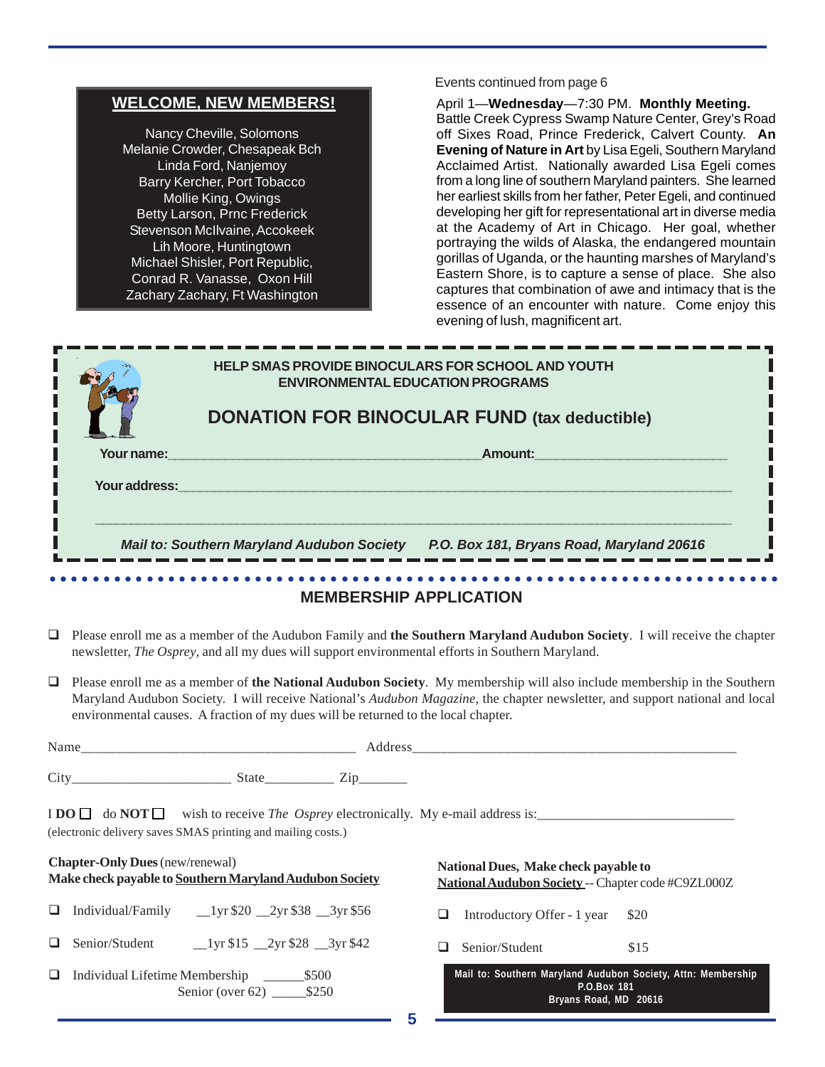## WELCOME, NEW MEMBERS!

Nancy Cheville, Solomons
Melanie Crowder, Chesapeak Bch
Linda Ford, Nanjemoy
Barry Kercher, Port Tobacco
Mollie King, Owings
Betty Larson, Prnc Frederick
Stevenson McIlvaine, Accokeek
Lih Moore, Huntingtown
Michael Shisler, Port Republic,
Conrad R. Vanasse, Oxon Hill
Zachary Zachary, Ft Washington

Events continued from page 6

April 1—**Wednesday**—7:30 PM. **Monthly Meeting.** Battle Creek Cypress Swamp Nature Center, Grey's Road off Sixes Road, Prince Frederick, Calvert County. **An Evening of Nature in Art** by Lisa Egeli, Southern Maryland Acclaimed Artist. Nationally awarded Lisa Egeli comes from a long line of southern Maryland painters. She learned her earliest skills from her father, Peter Egeli, and continued developing her gift for representational art in diverse media at the Academy of Art in Chicago. Her goal, whether portraying the wilds of Alaska, the endangered mountain gorillas of Uganda, or the haunting marshes of Maryland's Eastern Shore, is to capture a sense of place. She also captures that combination of awe and intimacy that is the essence of an encounter with nature. Come enjoy this evening of lush, magnificent art.

---

**HELP SMAS PROVIDE BINOCULARS FOR SCHOOL AND YOUTH ENVIRONMENTAL EDUCATION PROGRAMS**

## DONATION FOR BINOCULAR FUND (tax deductible)

**Your name:**_______________________________________ **Amount:**________________________

**Your address:**___________________________________________________________________

_____________________________________________________________________________

***Mail to: Southern Maryland Audubon Society P.O. Box 181, Bryans Road, Maryland 20616***

---

## MEMBERSHIP APPLICATION

- ❑ Please enroll me as a member of the Audubon Family and **the Southern Maryland Audubon Society**. I will receive the chapter newsletter, *The Osprey*, and all my dues will support environmental efforts in Southern Maryland.

- ❑ Please enroll me as a member of **the National Audubon Society**. My membership will also include membership in the Southern Maryland Audubon Society. I will receive National's *Audubon Magazine*, the chapter newsletter, and support national and local environmental causes. A fraction of my dues will be returned to the local chapter.

Name_______________________________________ Address_____________________________________________

City______________________ State__________ Zip_______

I **DO** ❑ do **NOT** ❑ wish to receive *The Osprey* electronically. My e-mail address is:____________________________
(electronic delivery saves SMAS printing and mailing costs.)

**Chapter-Only Dues** (new/renewal)
**Make check payable to <u>Southern Maryland Audubon Society</u>**

- ❑ Individual/Family __1yr $20 __2yr $38 __3yr $56
- ❑ Senior/Student __1yr $15 __2yr $28 __3yr $42
- ❑ Individual Lifetime Membership ______$500
  Senior (over 62) _____$250

**National Dues, Make check payable to**
**<u>National Audubon Society</u>** -- Chapter code #C9ZL000Z

- ❑ Introductory Offer - 1 year $20
- ❑ Senior/Student $15

**Mail to: Southern Maryland Audubon Society, Attn: Membership**
**P.O.Box 181**
**Bryans Road, MD 20616**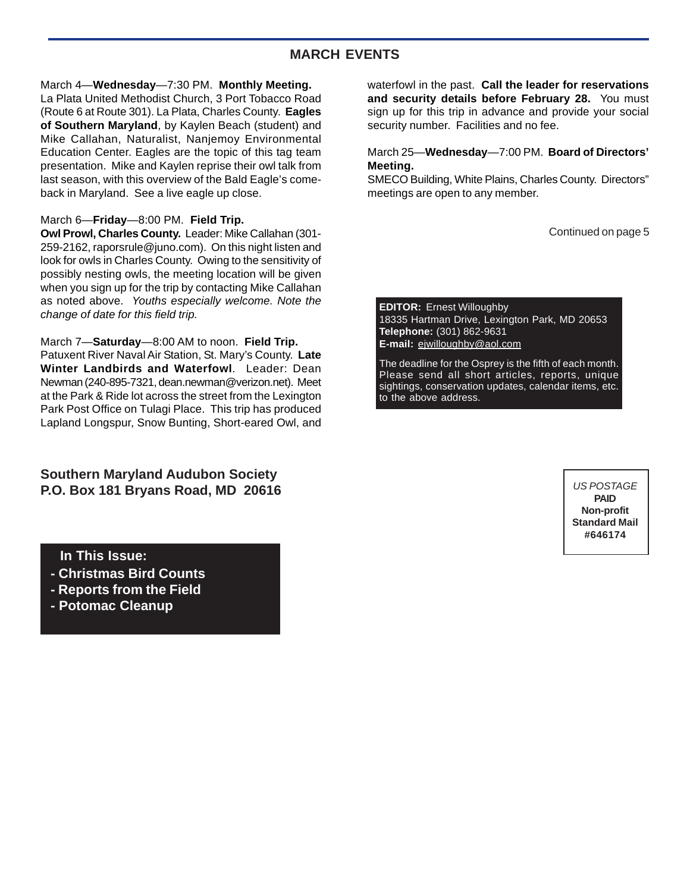## MARCH EVENTS

March 4—**Wednesday**—7:30 PM. **Monthly Meeting.**
La Plata United Methodist Church, 3 Port Tobacco Road (Route 6 at Route 301). La Plata, Charles County. **Eagles of Southern Maryland**, by Kaylen Beach (student) and Mike Callahan, Naturalist, Nanjemoy Environmental Education Center. Eagles are the topic of this tag team presentation. Mike and Kaylen reprise their owl talk from last season, with this overview of the Bald Eagle's come-back in Maryland. See a live eagle up close.

March 6—**Friday**—8:00 PM. **Field Trip.**
**Owl Prowl, Charles County.** Leader: Mike Callahan (301-259-2162, raporsrule@juno.com). On this night listen and look for owls in Charles County. Owing to the sensitivity of possibly nesting owls, the meeting location will be given when you sign up for the trip by contacting Mike Callahan as noted above. *Youths especially welcome. Note the change of date for this field trip.*

March 7—**Saturday**—8:00 AM to noon. **Field Trip.**
Patuxent River Naval Air Station, St. Mary's County. **Late Winter Landbirds and Waterfowl**. Leader: Dean Newman (240-895-7321, dean.newman@verizon.net). Meet at the Park & Ride lot across the street from the Lexington Park Post Office on Tulagi Place. This trip has produced Lapland Longspur, Snow Bunting, Short-eared Owl, and waterfowl in the past. **Call the leader for reservations and security details before February 28.** You must sign up for this trip in advance and provide your social security number. Facilities and no fee.

March 25—**Wednesday**—7:00 PM. **Board of Directors' Meeting.**
SMECO Building, White Plains, Charles County. Directors" meetings are open to any member.

Continued on page 5

**EDITOR:** Ernest Willoughby
18335 Hartman Drive, Lexington Park, MD 20653
**Telephone:** (301) 862-9631
**E-mail:** ejwilloughby@aol.com

The deadline for the Osprey is the fifth of each month. Please send all short articles, reports, unique sightings, conservation updates, calendar items, etc. to the above address.

**Southern Maryland Audubon Society**
**P.O. Box 181 Bryans Road, MD 20616**

*US POSTAGE*
**PAID**
**Non-profit**
**Standard Mail**
**#646174**

**In This Issue:**
- **Christmas Bird Counts**
- **Reports from the Field**
- **Potomac Cleanup**